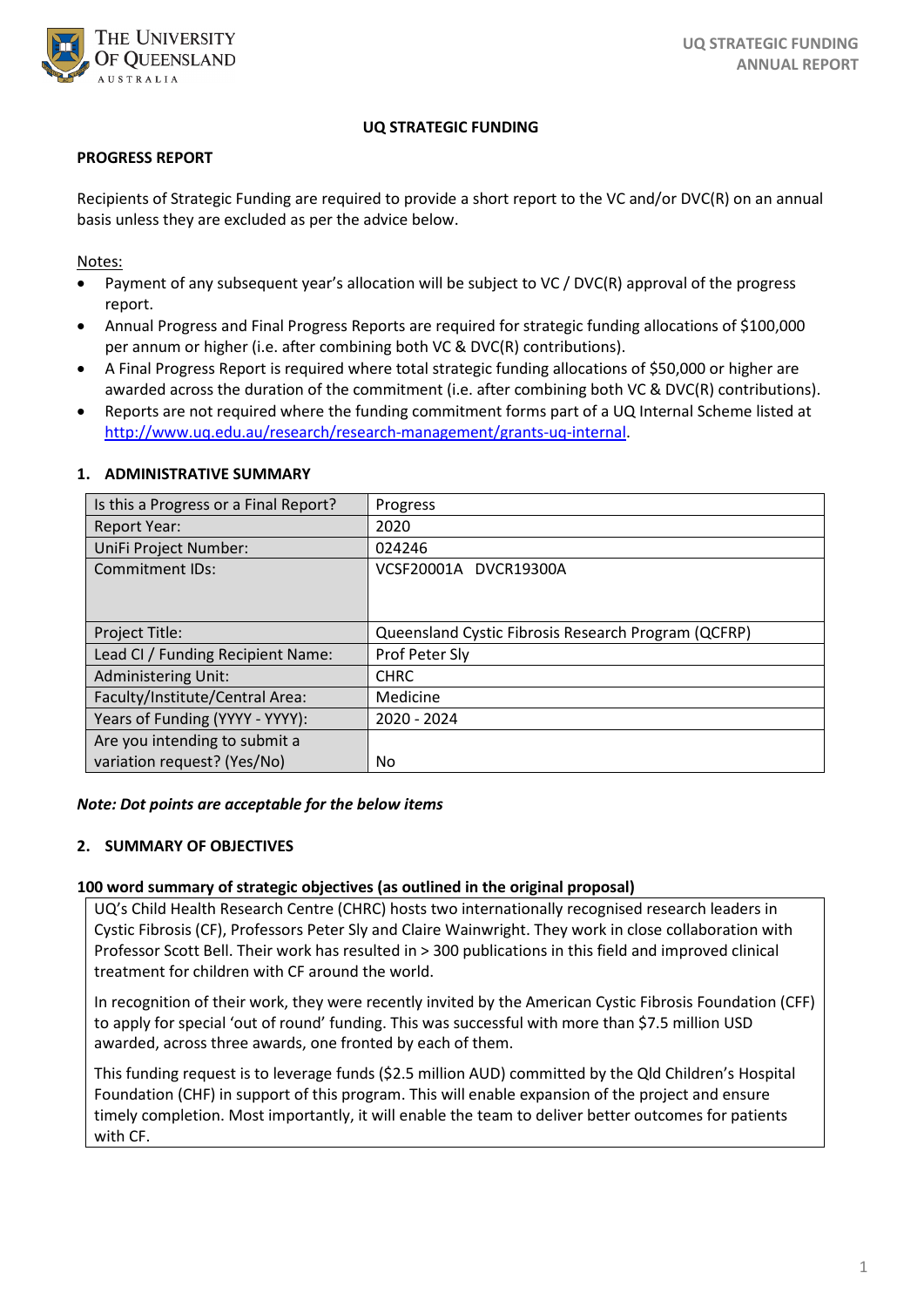# UQ STRATEGIC FUNDING

## PROGRESS REPORT

Recipients of Strategic Funding are required to provide a short report to the VC and/or DVC(R) on an annual basis unless they are excluded as per the advice below.

Notes:

- Payment of any subsequent year's allocation will be subject to VC / DVC(R) approval of the progress report.
- Annual Progress and Final Progress Reports are required for strategic funding allocations of $100,000 per annum or higher (i.e. after combining both VC & DVC(R) contributions).
- A Final Progress Report is required where total strategic funding allocations of $50,000 or higher are awarded across the duration of the commitment (i.e. after combining both VC & DVC(R) contributions).
- Reports are not required where the funding commitment forms part of a UQ Internal Scheme listed at http://www.uq.edu.au/research/research-management/grants-uq-internal.

### 1. ADMINISTRATIVE SUMMARY

| | |
|---|---|
| Is this a Progress or a Final Report? | Progress |
| Report Year: | 2020 |
| UniFi Project Number: | 024246 |
| Commitment IDs: | VCSF20001A DVCR19300A |
| Project Title: | Queensland Cystic Fibrosis Research Program (QCFRP) |
| Lead CI / Funding Recipient Name: | Prof Peter Sly |
| Administering Unit: | CHRC |
| Faculty/Institute/Central Area: | Medicine |
| Years of Funding (YYYY - YYYY): | 2020 - 2024 |
| Are you intending to submit a variation request? (Yes/No) | No |

***Note: Dot points are acceptable for the below items***

### 2. SUMMARY OF OBJECTIVES

**100 word summary of strategic objectives (as outlined in the original proposal)**

UQ's Child Health Research Centre (CHRC) hosts two internationally recognised research leaders in Cystic Fibrosis (CF), Professors Peter Sly and Claire Wainwright. They work in close collaboration with Professor Scott Bell. Their work has resulted in > 300 publications in this field and improved clinical treatment for children with CF around the world.

In recognition of their work, they were recently invited by the American Cystic Fibrosis Foundation (CFF) to apply for special 'out of round' funding. This was successful with more than $7.5 million USD awarded, across three awards, one fronted by each of them.

This funding request is to leverage funds ($2.5 million AUD) committed by the Qld Children's Hospital Foundation (CHF) in support of this program. This will enable expansion of the project and ensure timely completion. Most importantly, it will enable the team to deliver better outcomes for patients with CF.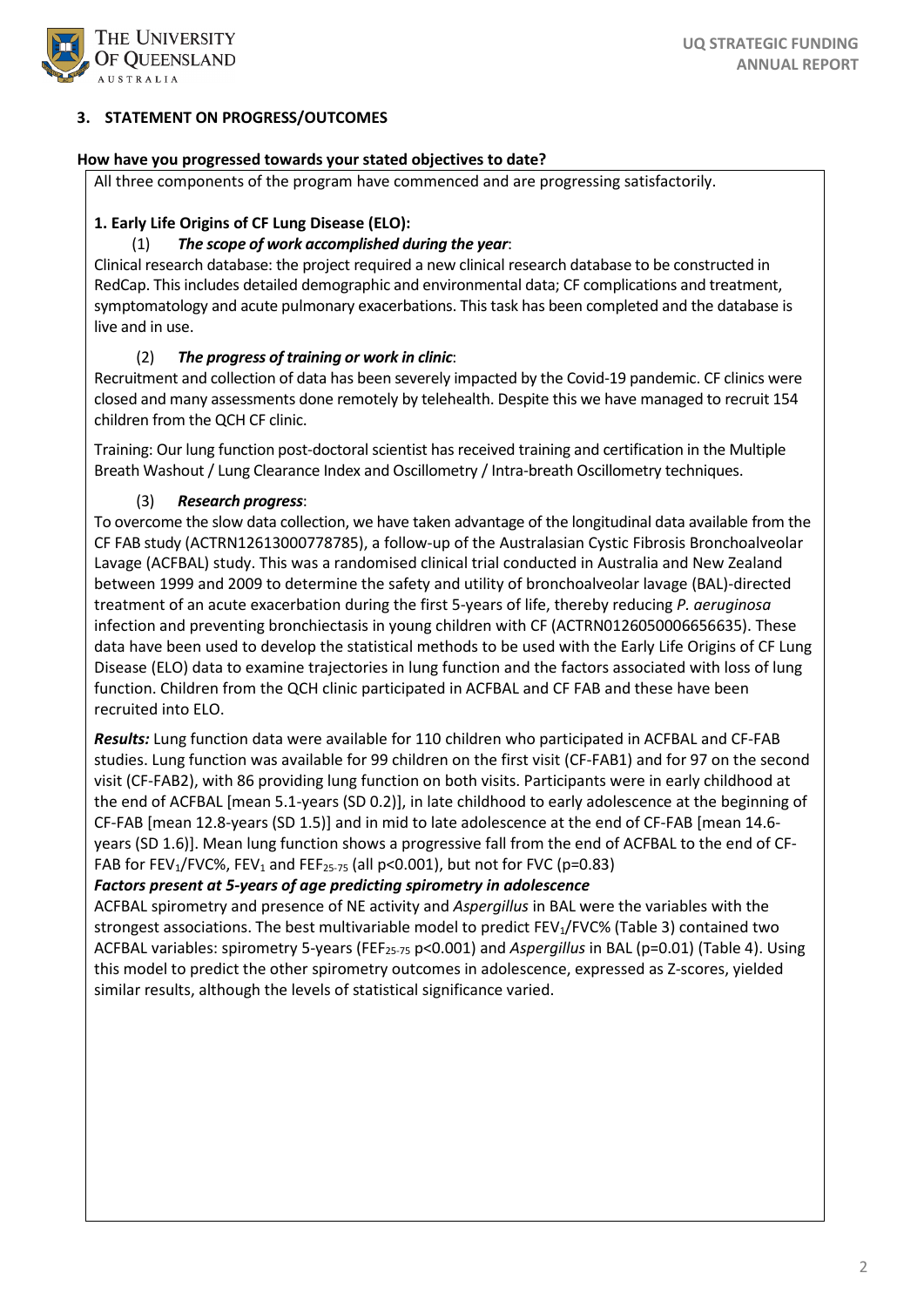## 3. STATEMENT ON PROGRESS/OUTCOMES

**How have you progressed towards your stated objectives to date?**

All three components of the program have commenced and are progressing satisfactorily.

**1. Early Life Origins of CF Lung Disease (ELO):**

(1) ***The scope of work accomplished during the year***:

Clinical research database: the project required a new clinical research database to be constructed in RedCap. This includes detailed demographic and environmental data; CF complications and treatment, symptomatology and acute pulmonary exacerbations. This task has been completed and the database is live and in use.

(2) ***The progress of training or work in clinic***:

Recruitment and collection of data has been severely impacted by the Covid-19 pandemic. CF clinics were closed and many assessments done remotely by telehealth. Despite this we have managed to recruit 154 children from the QCH CF clinic.

Training: Our lung function post-doctoral scientist has received training and certification in the Multiple Breath Washout / Lung Clearance Index and Oscillometry / Intra-breath Oscillometry techniques.

(3) ***Research progress***:

To overcome the slow data collection, we have taken advantage of the longitudinal data available from the CF FAB study (ACTRN12613000778785), a follow-up of the Australasian Cystic Fibrosis Bronchoalveolar Lavage (ACFBAL) study. This was a randomised clinical trial conducted in Australia and New Zealand between 1999 and 2009 to determine the safety and utility of bronchoalveolar lavage (BAL)-directed treatment of an acute exacerbation during the first 5-years of life, thereby reducing *P. aeruginosa* infection and preventing bronchiectasis in young children with CF (ACTRN0126050006656635). These data have been used to develop the statistical methods to be used with the Early Life Origins of CF Lung Disease (ELO) data to examine trajectories in lung function and the factors associated with loss of lung function. Children from the QCH clinic participated in ACFBAL and CF FAB and these have been recruited into ELO.

***Results:*** Lung function data were available for 110 children who participated in ACFBAL and CF-FAB studies. Lung function was available for 99 children on the first visit (CF-FAB1) and for 97 on the second visit (CF-FAB2), with 86 providing lung function on both visits. Participants were in early childhood at the end of ACFBAL [mean 5.1-years (SD 0.2)], in late childhood to early adolescence at the beginning of CF-FAB [mean 12.8-years (SD 1.5)] and in mid to late adolescence at the end of CF-FAB [mean 14.6-years (SD 1.6)]. Mean lung function shows a progressive fall from the end of ACFBAL to the end of CF-FAB for $FEV_1$/FVC%, $FEV_1$ and $FEF_{25-75}$ (all $p<0.001$), but not for FVC ($p=0.83$)

***Factors present at 5-years of age predicting spirometry in adolescence***

ACFBAL spirometry and presence of NE activity and *Aspergillus* in BAL were the variables with the strongest associations. The best multivariable model to predict $FEV_1$/FVC% (Table 3) contained two ACFBAL variables: spirometry 5-years ($FEF_{25-75}$ $p<0.001$) and *Aspergillus* in BAL ($p=0.01$) (Table 4). Using this model to predict the other spirometry outcomes in adolescence, expressed as Z-scores, yielded similar results, although the levels of statistical significance varied.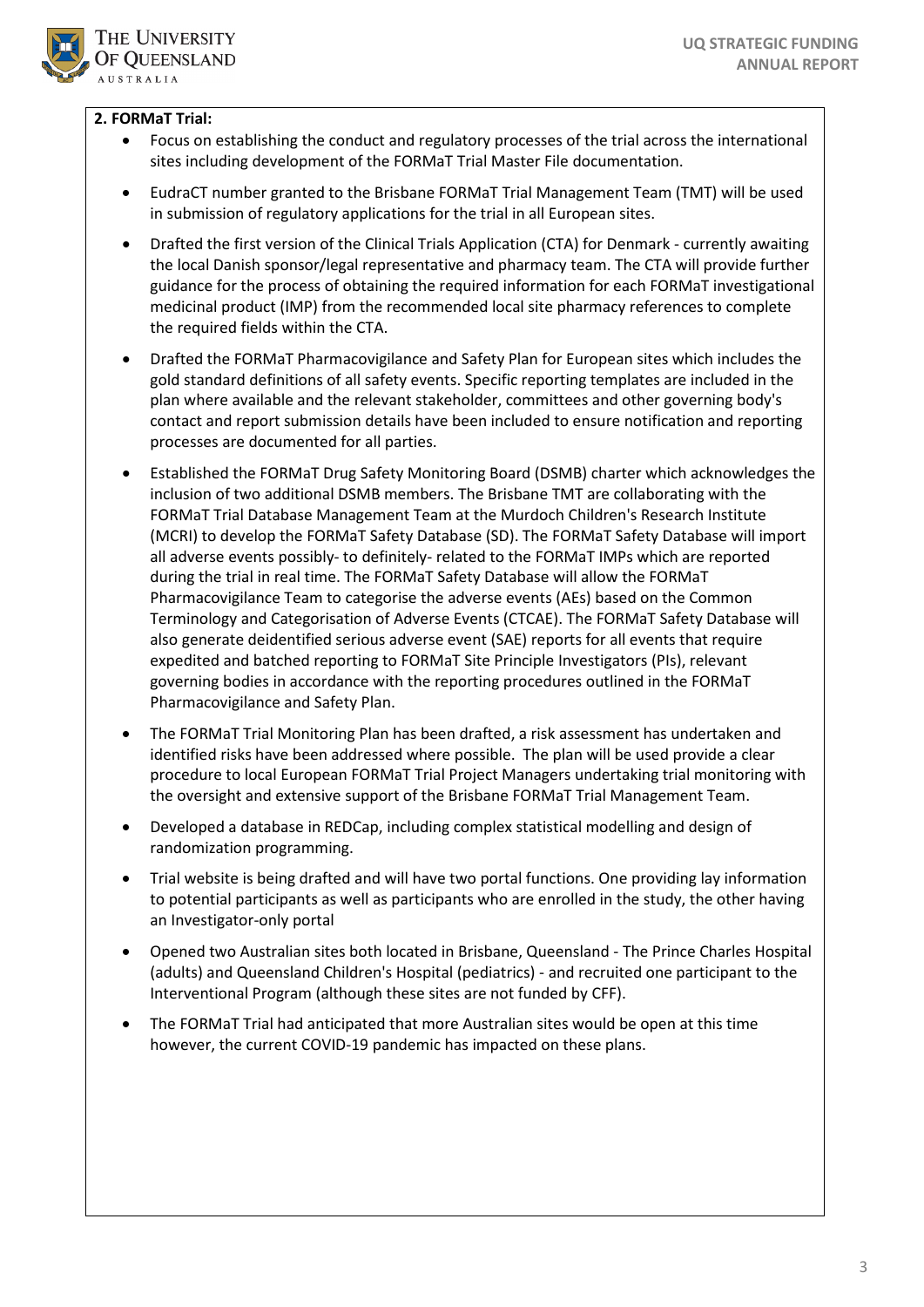**2. FORMaT Trial:**

- Focus on establishing the conduct and regulatory processes of the trial across the international sites including development of the FORMaT Trial Master File documentation.
- EudraCT number granted to the Brisbane FORMaT Trial Management Team (TMT) will be used in submission of regulatory applications for the trial in all European sites.
- Drafted the first version of the Clinical Trials Application (CTA) for Denmark - currently awaiting the local Danish sponsor/legal representative and pharmacy team. The CTA will provide further guidance for the process of obtaining the required information for each FORMaT investigational medicinal product (IMP) from the recommended local site pharmacy references to complete the required fields within the CTA.
- Drafted the FORMaT Pharmacovigilance and Safety Plan for European sites which includes the gold standard definitions of all safety events. Specific reporting templates are included in the plan where available and the relevant stakeholder, committees and other governing body's contact and report submission details have been included to ensure notification and reporting processes are documented for all parties.
- Established the FORMaT Drug Safety Monitoring Board (DSMB) charter which acknowledges the inclusion of two additional DSMB members. The Brisbane TMT are collaborating with the FORMaT Trial Database Management Team at the Murdoch Children's Research Institute (MCRI) to develop the FORMaT Safety Database (SD). The FORMaT Safety Database will import all adverse events possibly- to definitely- related to the FORMaT IMPs which are reported during the trial in real time. The FORMaT Safety Database will allow the FORMaT Pharmacovigilance Team to categorise the adverse events (AEs) based on the Common Terminology and Categorisation of Adverse Events (CTCAE). The FORMaT Safety Database will also generate deidentified serious adverse event (SAE) reports for all events that require expedited and batched reporting to FORMaT Site Principle Investigators (PIs), relevant governing bodies in accordance with the reporting procedures outlined in the FORMaT Pharmacovigilance and Safety Plan.
- The FORMaT Trial Monitoring Plan has been drafted, a risk assessment has undertaken and identified risks have been addressed where possible. The plan will be used provide a clear procedure to local European FORMaT Trial Project Managers undertaking trial monitoring with the oversight and extensive support of the Brisbane FORMaT Trial Management Team.
- Developed a database in REDCap, including complex statistical modelling and design of randomization programming.
- Trial website is being drafted and will have two portal functions. One providing lay information to potential participants as well as participants who are enrolled in the study, the other having an Investigator-only portal
- Opened two Australian sites both located in Brisbane, Queensland - The Prince Charles Hospital (adults) and Queensland Children's Hospital (pediatrics) - and recruited one participant to the Interventional Program (although these sites are not funded by CFF).
- The FORMaT Trial had anticipated that more Australian sites would be open at this time however, the current COVID-19 pandemic has impacted on these plans.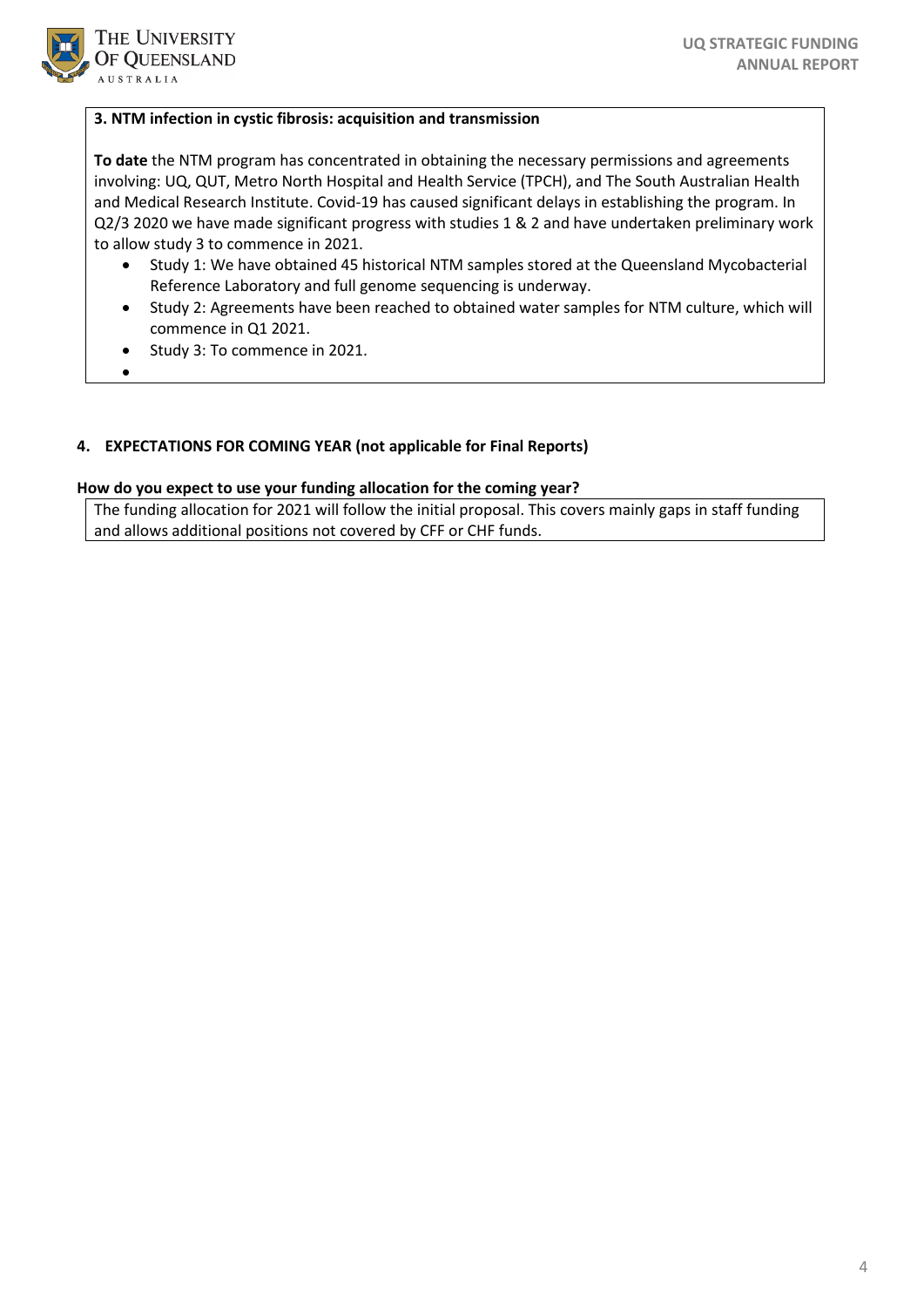**3. NTM infection in cystic fibrosis: acquisition and transmission**

**To date** the NTM program has concentrated in obtaining the necessary permissions and agreements involving: UQ, QUT, Metro North Hospital and Health Service (TPCH), and The South Australian Health and Medical Research Institute. Covid-19 has caused significant delays in establishing the program. In Q2/3 2020 we have made significant progress with studies 1 & 2 and have undertaken preliminary work to allow study 3 to commence in 2021.

- Study 1: We have obtained 45 historical NTM samples stored at the Queensland Mycobacterial Reference Laboratory and full genome sequencing is underway.
- Study 2: Agreements have been reached to obtained water samples for NTM culture, which will commence in Q1 2021.
- Study 3: To commence in 2021.

## 4. EXPECTATIONS FOR COMING YEAR (not applicable for Final Reports)

**How do you expect to use your funding allocation for the coming year?**

The funding allocation for 2021 will follow the initial proposal. This covers mainly gaps in staff funding and allows additional positions not covered by CFF or CHF funds.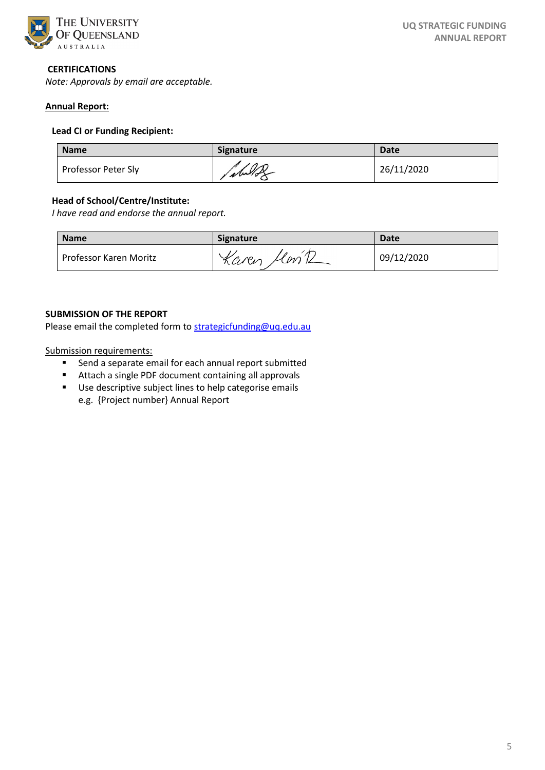**CERTIFICATIONS**

*Note: Approvals by email are acceptable.*

**Annual Report:**

**Lead CI or Funding Recipient:**

| Name | Signature | Date |
| --- | --- | --- |
| Professor Peter Sly | | 26/11/2020 |

**Head of School/Centre/Institute:**

*I have read and endorse the annual report.*

| Name | Signature | Date |
| --- | --- | --- |
| Professor Karen Moritz | | 09/12/2020 |

**SUBMISSION OF THE REPORT**

Please email the completed form to strategicfunding@uq.edu.au

Submission requirements:

- Send a separate email for each annual report submitted
- Attach a single PDF document containing all approvals
- Use descriptive subject lines to help categorise emails e.g. {Project number} Annual Report